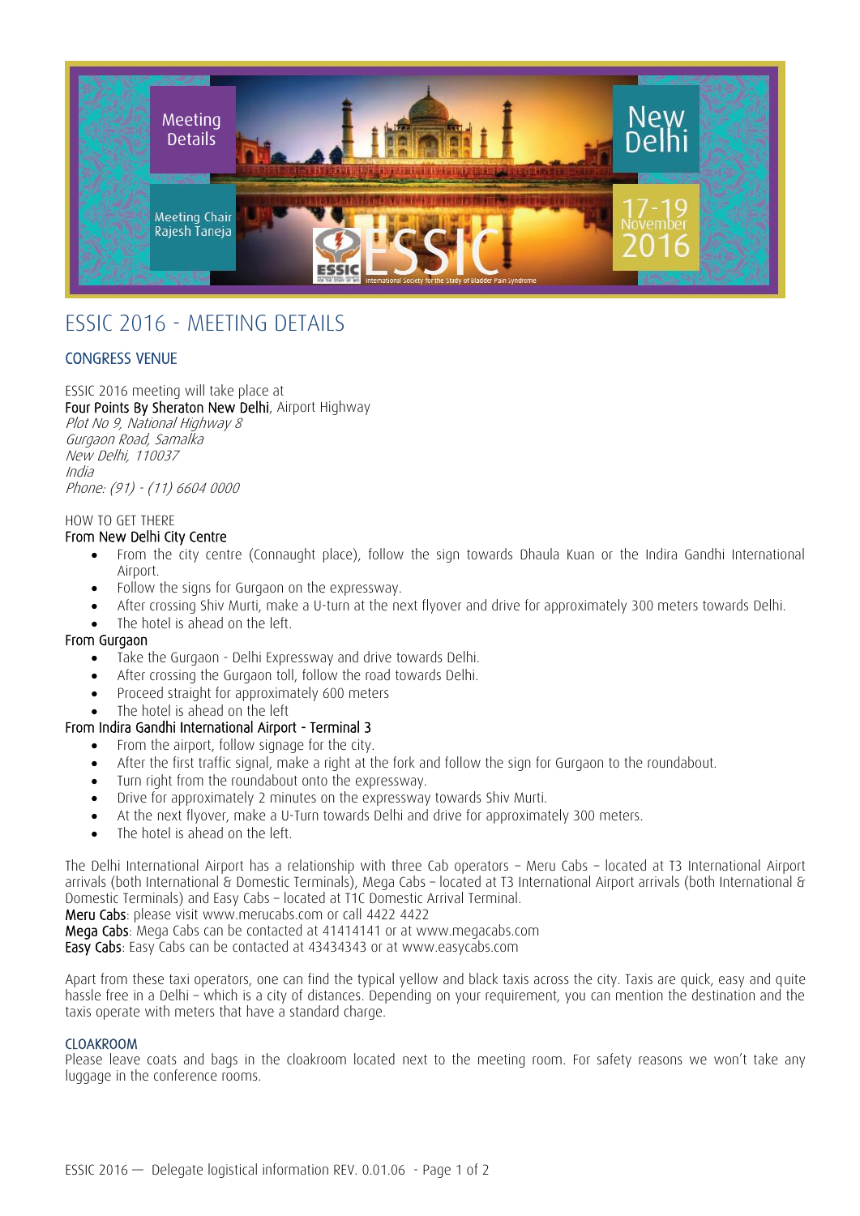# ESSIC 2016 - MEETING DETAILS

## CONGRESS VENUE

ESSIC 2016 meeting will take place at
**Four Points By Sheraton New Delhi**, Airport Highway
*Plot No 9, National Highway 8*
*Gurgaon Road, Samalka*
*New Delhi, 110037*
*India*
*Phone: (91) - (11) 6604 0000*

HOW TO GET THERE

**From New Delhi City Centre**

- From the city centre (Connaught place), follow the sign towards Dhaula Kuan or the Indira Gandhi International Airport.
- Follow the signs for Gurgaon on the expressway.
- After crossing Shiv Murti, make a U-turn at the next flyover and drive for approximately 300 meters towards Delhi.
- The hotel is ahead on the left.

**From Gurgaon**

- Take the Gurgaon - Delhi Expressway and drive towards Delhi.
- After crossing the Gurgaon toll, follow the road towards Delhi.
- Proceed straight for approximately 600 meters
- The hotel is ahead on the left

**From Indira Gandhi International Airport - Terminal 3**

- From the airport, follow signage for the city.
- After the first traffic signal, make a right at the fork and follow the sign for Gurgaon to the roundabout.
- Turn right from the roundabout onto the expressway.
- Drive for approximately 2 minutes on the expressway towards Shiv Murti.
- At the next flyover, make a U-Turn towards Delhi and drive for approximately 300 meters.
- The hotel is ahead on the left.

The Delhi International Airport has a relationship with three Cab operators – Meru Cabs – located at T3 International Airport arrivals (both International & Domestic Terminals), Mega Cabs – located at T3 International Airport arrivals (both International & Domestic Terminals) and Easy Cabs – located at T1C Domestic Arrival Terminal.
**Meru Cabs**: please visit www.merucabs.com or call 4422 4422
**Mega Cabs**: Mega Cabs can be contacted at 41414141 or at www.megacabs.com
**Easy Cabs**: Easy Cabs can be contacted at 43434343 or at www.easycabs.com

Apart from these taxi operators, one can find the typical yellow and black taxis across the city. Taxis are quick, easy and quite hassle free in a Delhi – which is a city of distances. Depending on your requirement, you can mention the destination and the taxis operate with meters that have a standard charge.

## CLOAKROOM

Please leave coats and bags in the cloakroom located next to the meeting room. For safety reasons we won't take any luggage in the conference rooms.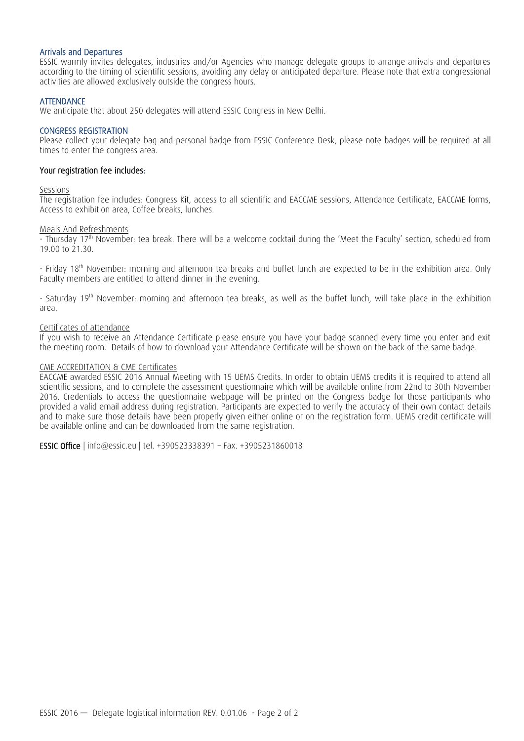## Arrivals and Departures

ESSIC warmly invites delegates, industries and/or Agencies who manage delegate groups to arrange arrivals and departures according to the timing of scientific sessions, avoiding any delay or anticipated departure. Please note that extra congressional activities are allowed exclusively outside the congress hours.

## ATTENDANCE

We anticipate that about 250 delegates will attend ESSIC Congress in New Delhi.

## CONGRESS REGISTRATION

Please collect your delegate bag and personal badge from ESSIC Conference Desk, please note badges will be required at all times to enter the congress area.

### Your registration fee includes:

Sessions

The registration fee includes: Congress Kit, access to all scientific and EACCME sessions, Attendance Certificate, EACCME forms, Access to exhibition area, Coffee breaks, lunches.

Meals And Refreshments

- Thursday 17th November: tea break. There will be a welcome cocktail during the 'Meet the Faculty' section, scheduled from 19.00 to 21.30.

- Friday 18th November: morning and afternoon tea breaks and buffet lunch are expected to be in the exhibition area. Only Faculty members are entitled to attend dinner in the evening.

- Saturday 19th November: morning and afternoon tea breaks, as well as the buffet lunch, will take place in the exhibition area.

Certificates of attendance

If you wish to receive an Attendance Certificate please ensure you have your badge scanned every time you enter and exit the meeting room. Details of how to download your Attendance Certificate will be shown on the back of the same badge.

CME ACCREDITATION & CME Certificates

EACCME awarded ESSIC 2016 Annual Meeting with 15 UEMS Credits. In order to obtain UEMS credits it is required to attend all scientific sessions, and to complete the assessment questionnaire which will be available online from 22nd to 30th November 2016. Credentials to access the questionnaire webpage will be printed on the Congress badge for those participants who provided a valid email address during registration. Participants are expected to verify the accuracy of their own contact details and to make sure those details have been properly given either online or on the registration form. UEMS credit certificate will be available online and can be downloaded from the same registration.

**ESSIC Office** | info@essic.eu | tel. +390523338391 – Fax. +3905231860018